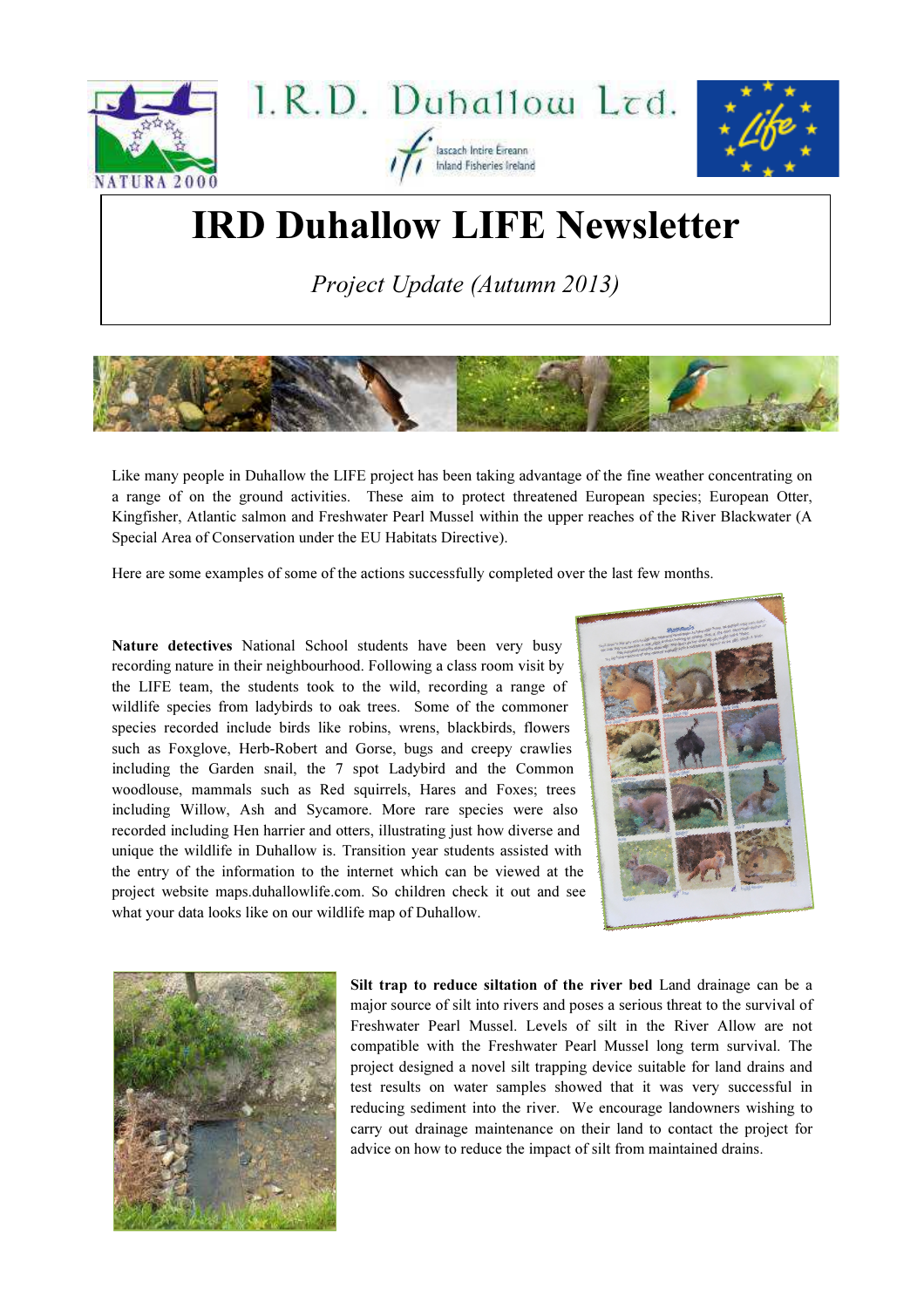I.R.D. Duhallow Ltd.

Iascach Intíre Éireann
Inland Fisheries Ireland

# IRD Duhallow LIFE Newsletter

*Project Update (Autumn 2013)*

Like many people in Duhallow the LIFE project has been taking advantage of the fine weather concentrating on a range of on the ground activities. These aim to protect threatened European species; European Otter, Kingfisher, Atlantic salmon and Freshwater Pearl Mussel within the upper reaches of the River Blackwater (A Special Area of Conservation under the EU Habitats Directive).

Here are some examples of some of the actions successfully completed over the last few months.

**Nature detectives** National School students have been very busy recording nature in their neighbourhood. Following a class room visit by the LIFE team, the students took to the wild, recording a range of wildlife species from ladybirds to oak trees. Some of the commoner species recorded include birds like robins, wrens, blackbirds, flowers such as Foxglove, Herb-Robert and Gorse, bugs and creepy crawlies including the Garden snail, the 7 spot Ladybird and the Common woodlouse, mammals such as Red squirrels, Hares and Foxes; trees including Willow, Ash and Sycamore. More rare species were also recorded including Hen harrier and otters, illustrating just how diverse and unique the wildlife in Duhallow is. Transition year students assisted with the entry of the information to the internet which can be viewed at the project website maps.duhallowlife.com. So children check it out and see what your data looks like on our wildlife map of Duhallow.

**Silt trap to reduce siltation of the river bed** Land drainage can be a major source of silt into rivers and poses a serious threat to the survival of Freshwater Pearl Mussel. Levels of silt in the River Allow are not compatible with the Freshwater Pearl Mussel long term survival. The project designed a novel silt trapping device suitable for land drains and test results on water samples showed that it was very successful in reducing sediment into the river. We encourage landowners wishing to carry out drainage maintenance on their land to contact the project for advice on how to reduce the impact of silt from maintained drains.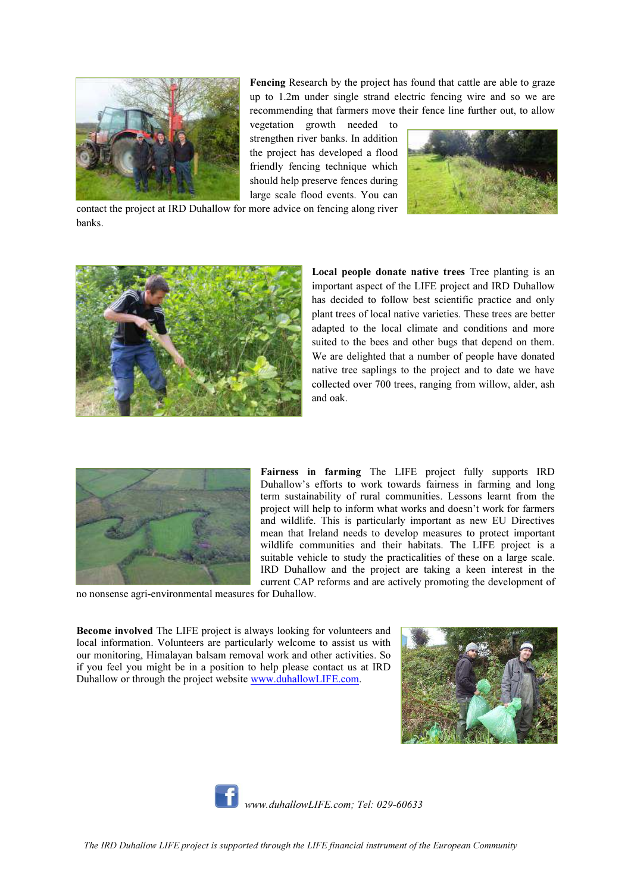**Fencing** Research by the project has found that cattle are able to graze up to 1.2m under single strand electric fencing wire and so we are recommending that farmers move their fence line further out, to allow vegetation growth needed to strengthen river banks. In addition the project has developed a flood friendly fencing technique which should help preserve fences during large scale flood events. You can contact the project at IRD Duhallow for more advice on fencing along river banks.

**Local people donate native trees** Tree planting is an important aspect of the LIFE project and IRD Duhallow has decided to follow best scientific practice and only plant trees of local native varieties. These trees are better adapted to the local climate and conditions and more suited to the bees and other bugs that depend on them. We are delighted that a number of people have donated native tree saplings to the project and to date we have collected over 700 trees, ranging from willow, alder, ash and oak.

**Fairness in farming** The LIFE project fully supports IRD Duhallow's efforts to work towards fairness in farming and long term sustainability of rural communities. Lessons learnt from the project will help to inform what works and doesn't work for farmers and wildlife. This is particularly important as new EU Directives mean that Ireland needs to develop measures to protect important wildlife communities and their habitats. The LIFE project is a suitable vehicle to study the practicalities of these on a large scale. IRD Duhallow and the project are taking a keen interest in the current CAP reforms and are actively promoting the development of no nonsense agri-environmental measures for Duhallow.

**Become involved** The LIFE project is always looking for volunteers and local information. Volunteers are particularly welcome to assist us with our monitoring, Himalayan balsam removal work and other activities. So if you feel you might be in a position to help please contact us at IRD Duhallow or through the project website [www.duhallowLIFE.com](http://www.duhallowLIFE.com).

*www.duhallowLIFE.com; Tel: 029-60633*

*The IRD Duhallow LIFE project is supported through the LIFE financial instrument of the European Community*